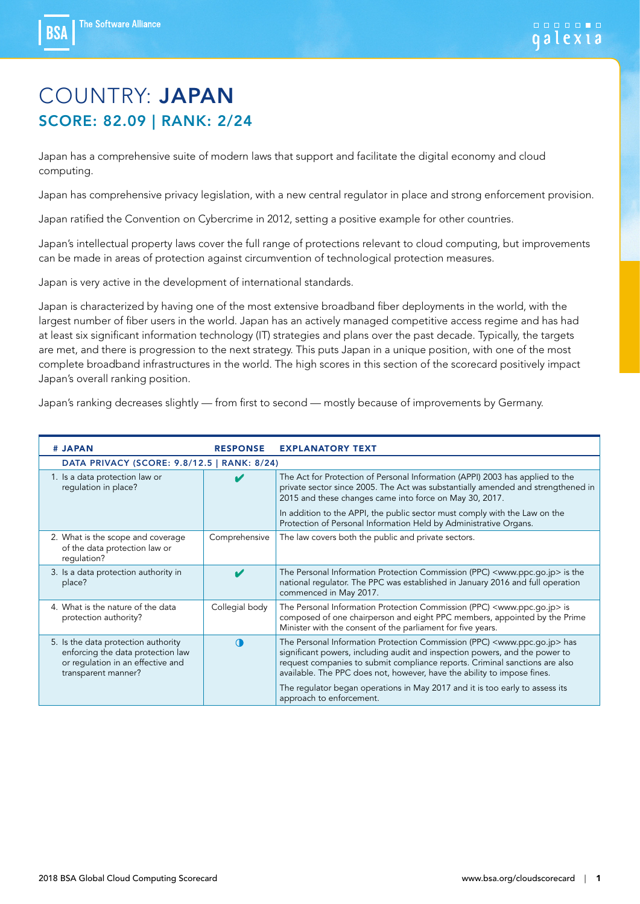# COUNTRY: **JAPAN**

## SCORE: 82.09 | RANK: 2/24

Japan has a comprehensive suite of modern laws that support and facilitate the digital economy and cloud computing.

Japan has comprehensive privacy legislation, with a new central regulator in place and strong enforcement provision.

Japan ratified the Convention on Cybercrime in 2012, setting a positive example for other countries.

Japan's intellectual property laws cover the full range of protections relevant to cloud computing, but improvements can be made in areas of protection against circumvention of technological protection measures.

Japan is very active in the development of international standards.

Japan is characterized by having one of the most extensive broadband fiber deployments in the world, with the largest number of fiber users in the world. Japan has an actively managed competitive access regime and has had at least six significant information technology (IT) strategies and plans over the past decade. Typically, the targets are met, and there is progression to the next strategy. This puts Japan in a unique position, with one of the most complete broadband infrastructures in the world. The high scores in this section of the scorecard positively impact Japan's overall ranking position.

Japan's ranking decreases slightly — from first to second — mostly because of improvements by Germany.

| # JAPAN | RESPONSE | EXPLANATORY TEXT |
|---|---|---|
| **DATA PRIVACY (SCORE: 9.8/12.5 \| RANK: 8/24)** | | |
| 1. Is a data protection law or regulation in place? | ✔ | The Act for Protection of Personal Information (APPI) 2003 has applied to the private sector since 2005. The Act was substantially amended and strengthened in 2015 and these changes came into force on May 30, 2017. In addition to the APPI, the public sector must comply with the Law on the Protection of Personal Information Held by Administrative Organs. |
| 2. What is the scope and coverage of the data protection law or regulation? | Comprehensive | The law covers both the public and private sectors. |
| 3. Is a data protection authority in place? | ✔ | The Personal Information Protection Commission (PPC) <www.ppc.go.jp> is the national regulator. The PPC was established in January 2016 and full operation commenced in May 2017. |
| 4. What is the nature of the data protection authority? | Collegial body | The Personal Information Protection Commission (PPC) <www.ppc.go.jp> is composed of one chairperson and eight PPC members, appointed by the Prime Minister with the consent of the parliament for five years. |
| 5. Is the data protection authority enforcing the data protection law or regulation in an effective and transparent manner? | ◑ | The Personal Information Protection Commission (PPC) <www.ppc.go.jp> has significant powers, including audit and inspection powers, and the power to request companies to submit compliance reports. Criminal sanctions are also available. The PPC does not, however, have the ability to impose fines. The regulator began operations in May 2017 and it is too early to assess its approach to enforcement. |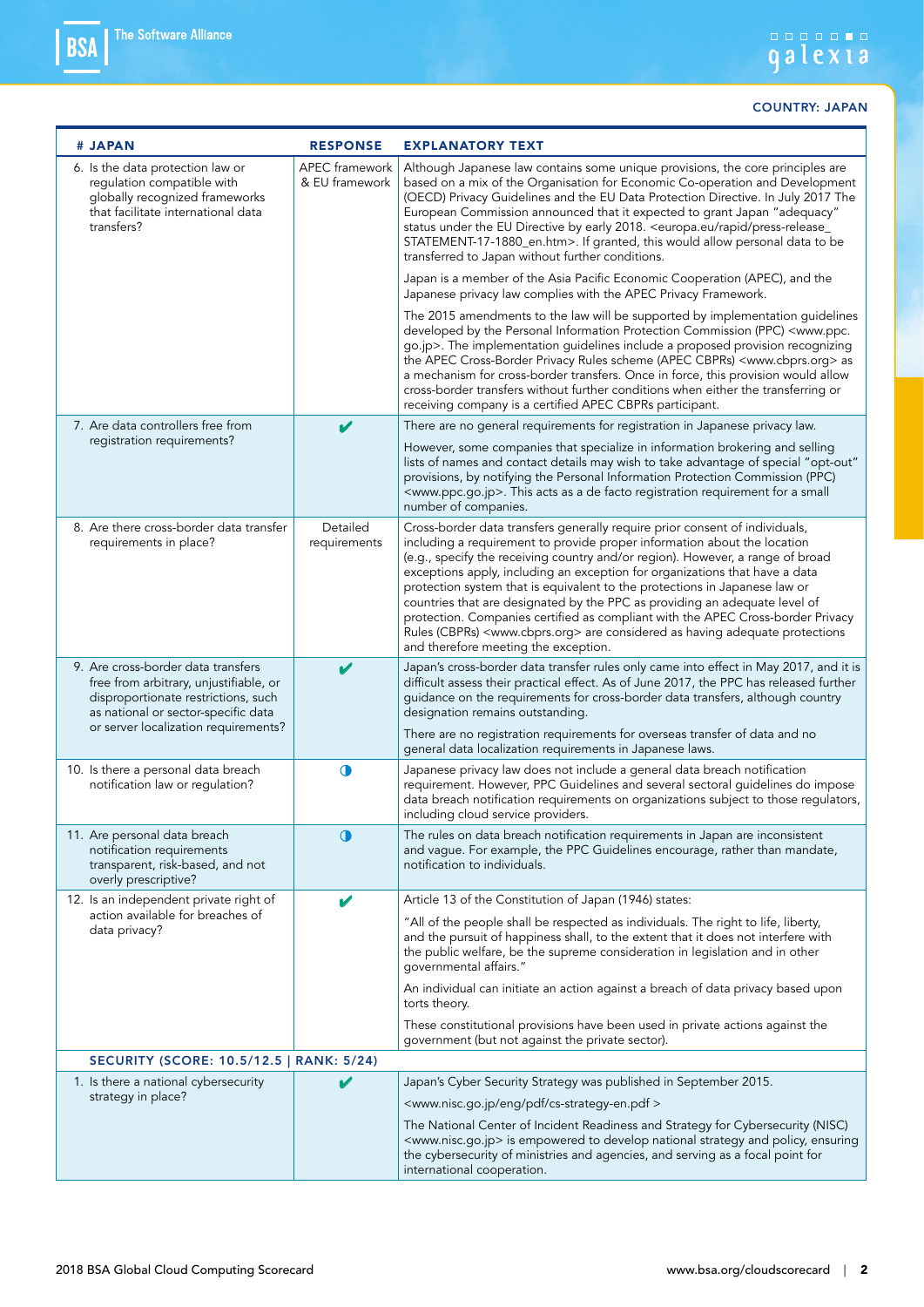COUNTRY: JAPAN

| # JAPAN | RESPONSE | EXPLANATORY TEXT |
|---|---|---|
| 6. Is the data protection law or regulation compatible with globally recognized frameworks that facilitate international data transfers? | APEC framework & EU framework | Although Japanese law contains some unique provisions, the core principles are based on a mix of the Organisation for Economic Co-operation and Development (OECD) Privacy Guidelines and the EU Data Protection Directive. In July 2017 The European Commission announced that it expected to grant Japan "adequacy" status under the EU Directive by early 2018. <europa.eu/rapid/press-release_STATEMENT-17-1880_en.htm>. If granted, this would allow personal data to be transferred to Japan without further conditions.<br><br>Japan is a member of the Asia Pacific Economic Cooperation (APEC), and the Japanese privacy law complies with the APEC Privacy Framework.<br><br>The 2015 amendments to the law will be supported by implementation guidelines developed by the Personal Information Protection Commission (PPC) <www.ppc.go.jp>. The implementation guidelines include a proposed provision recognizing the APEC Cross-Border Privacy Rules scheme (APEC CBPRs) <www.cbprs.org> as a mechanism for cross-border transfers. Once in force, this provision would allow cross-border transfers without further conditions when either the transferring or receiving company is a certified APEC CBPRs participant. |
| 7. Are data controllers free from registration requirements? | ✔ | There are no general requirements for registration in Japanese privacy law.<br><br>However, some companies that specialize in information brokering and selling lists of names and contact details may wish to take advantage of special "opt-out" provisions, by notifying the Personal Information Protection Commission (PPC) <www.ppc.go.jp>. This acts as a de facto registration requirement for a small number of companies. |
| 8. Are there cross-border data transfer requirements in place? | Detailed requirements | Cross-border data transfers generally require prior consent of individuals, including a requirement to provide proper information about the location (e.g., specify the receiving country and/or region). However, a range of broad exceptions apply, including an exception for organizations that have a data protection system that is equivalent to the protections in Japanese law or countries that are designated by the PPC as providing an adequate level of protection. Companies certified as compliant with the APEC Cross-border Privacy Rules (CBPRs) <www.cbprs.org> are considered as having adequate protections and therefore meeting the exception. |
| 9. Are cross-border data transfers free from arbitrary, unjustifiable, or disproportionate restrictions, such as national or sector-specific data or server localization requirements? | ✔ | Japan's cross-border data transfer rules only came into effect in May 2017, and it is difficult assess their practical effect. As of June 2017, the PPC has released further guidance on the requirements for cross-border data transfers, although country designation remains outstanding.<br><br>There are no registration requirements for overseas transfer of data and no general data localization requirements in Japanese laws. |
| 10. Is there a personal data breach notification law or regulation? | ◑ | Japanese privacy law does not include a general data breach notification requirement. However, PPC Guidelines and several sectoral guidelines do impose data breach notification requirements on organizations subject to those regulators, including cloud service providers. |
| 11. Are personal data breach notification requirements transparent, risk-based, and not overly prescriptive? | ◑ | The rules on data breach notification requirements in Japan are inconsistent and vague. For example, the PPC Guidelines encourage, rather than mandate, notification to individuals. |
| 12. Is an independent private right of action available for breaches of data privacy? | ✔ | Article 13 of the Constitution of Japan (1946) states:<br><br>"All of the people shall be respected as individuals. The right to life, liberty, and the pursuit of happiness shall, to the extent that it does not interfere with the public welfare, be the supreme consideration in legislation and in other governmental affairs."<br><br>An individual can initiate an action against a breach of data privacy based upon torts theory.<br><br>These constitutional provisions have been used in private actions against the government (but not against the private sector). |
| **SECURITY (SCORE: 10.5/12.5 \| RANK: 5/24)** | | |
| 1. Is there a national cybersecurity strategy in place? | ✔ | Japan's Cyber Security Strategy was published in September 2015.<br><br><www.nisc.go.jp/eng/pdf/cs-strategy-en.pdf ><br><br>The National Center of Incident Readiness and Strategy for Cybersecurity (NISC) <www.nisc.go.jp> is empowered to develop national strategy and policy, ensuring the cybersecurity of ministries and agencies, and serving as a focal point for international cooperation. |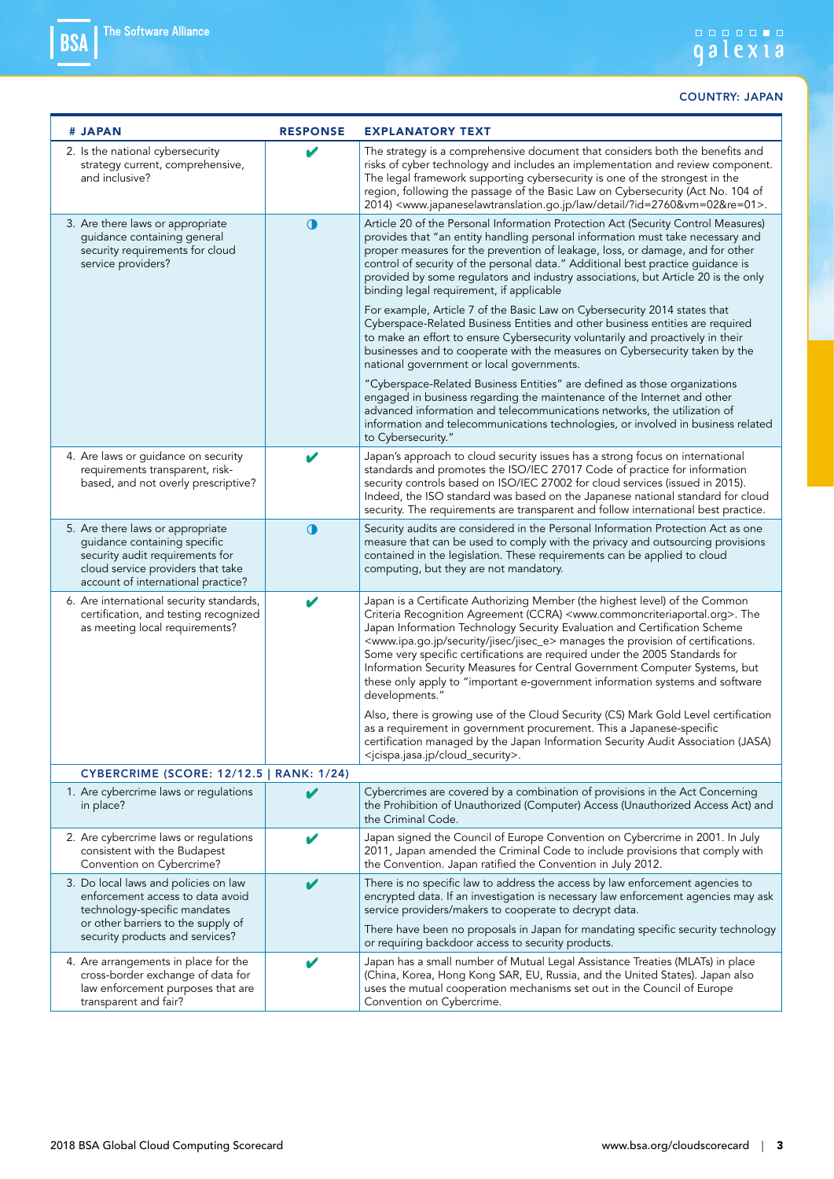COUNTRY: JAPAN

| # JAPAN | RESPONSE | EXPLANATORY TEXT |
|---|---|---|
| 2. Is the national cybersecurity strategy current, comprehensive, and inclusive? | ✔ | The strategy is a comprehensive document that considers both the benefits and risks of cyber technology and includes an implementation and review component. The legal framework supporting cybersecurity is one of the strongest in the region, following the passage of the Basic Law on Cybersecurity (Act No. 104 of 2014) <www.japaneselawtranslation.go.jp/law/detail/?id=2760&vm=02&re=01>. |
| 3. Are there laws or appropriate guidance containing general security requirements for cloud service providers? | ◑ | Article 20 of the Personal Information Protection Act (Security Control Measures) provides that "an entity handling personal information must take necessary and proper measures for the prevention of leakage, loss, or damage, and for other control of security of the personal data." Additional best practice guidance is provided by some regulators and industry associations, but Article 20 is the only binding legal requirement, if applicable<br><br>For example, Article 7 of the Basic Law on Cybersecurity 2014 states that Cyberspace-Related Business Entities and other business entities are required to make an effort to ensure Cybersecurity voluntarily and proactively in their businesses and to cooperate with the measures on Cybersecurity taken by the national government or local governments.<br><br>"Cyberspace-Related Business Entities" are defined as those organizations engaged in business regarding the maintenance of the Internet and other advanced information and telecommunications networks, the utilization of information and telecommunications technologies, or involved in business related to Cybersecurity." |
| 4. Are laws or guidance on security requirements transparent, risk-based, and not overly prescriptive? | ✔ | Japan's approach to cloud security issues has a strong focus on international standards and promotes the ISO/IEC 27017 Code of practice for information security controls based on ISO/IEC 27002 for cloud services (issued in 2015). Indeed, the ISO standard was based on the Japanese national standard for cloud security. The requirements are transparent and follow international best practice. |
| 5. Are there laws or appropriate guidance containing specific security audit requirements for cloud service providers that take account of international practice? | ◑ | Security audits are considered in the Personal Information Protection Act as one measure that can be used to comply with the privacy and outsourcing provisions contained in the legislation. These requirements can be applied to cloud computing, but they are not mandatory. |
| 6. Are international security standards, certification, and testing recognized as meeting local requirements? | ✔ | Japan is a Certificate Authorizing Member (the highest level) of the Common Criteria Recognition Agreement (CCRA) <www.commoncriteriaportal.org>. The Japan Information Technology Security Evaluation and Certification Scheme <www.ipa.go.jp/security/jisec/jisec_e> manages the provision of certifications. Some very specific certifications are required under the 2005 Standards for Information Security Measures for Central Government Computer Systems, but these only apply to "important e-government information systems and software developments."<br><br>Also, there is growing use of the Cloud Security (CS) Mark Gold Level certification as a requirement in government procurement. This a Japanese-specific certification managed by the Japan Information Security Audit Association (JASA) <jcispa.jasa.jp/cloud_security>. |
| **CYBERCRIME (SCORE: 12/12.5 \| RANK: 1/24)** | | |
| 1. Are cybercrime laws or regulations in place? | ✔ | Cybercrimes are covered by a combination of provisions in the Act Concerning the Prohibition of Unauthorized (Computer) Access (Unauthorized Access Act) and the Criminal Code. |
| 2. Are cybercrime laws or regulations consistent with the Budapest Convention on Cybercrime? | ✔ | Japan signed the Council of Europe Convention on Cybercrime in 2001. In July 2011, Japan amended the Criminal Code to include provisions that comply with the Convention. Japan ratified the Convention in July 2012. |
| 3. Do local laws and policies on law enforcement access to data avoid technology-specific mandates or other barriers to the supply of security products and services? | ✔ | There is no specific law to address the access by law enforcement agencies to encrypted data. If an investigation is necessary law enforcement agencies may ask service providers/makers to cooperate to decrypt data.<br><br>There have been no proposals in Japan for mandating specific security technology or requiring backdoor access to security products. |
| 4. Are arrangements in place for the cross-border exchange of data for law enforcement purposes that are transparent and fair? | ✔ | Japan has a small number of Mutual Legal Assistance Treaties (MLATs) in place (China, Korea, Hong Kong SAR, EU, Russia, and the United States). Japan also uses the mutual cooperation mechanisms set out in the Council of Europe Convention on Cybercrime. |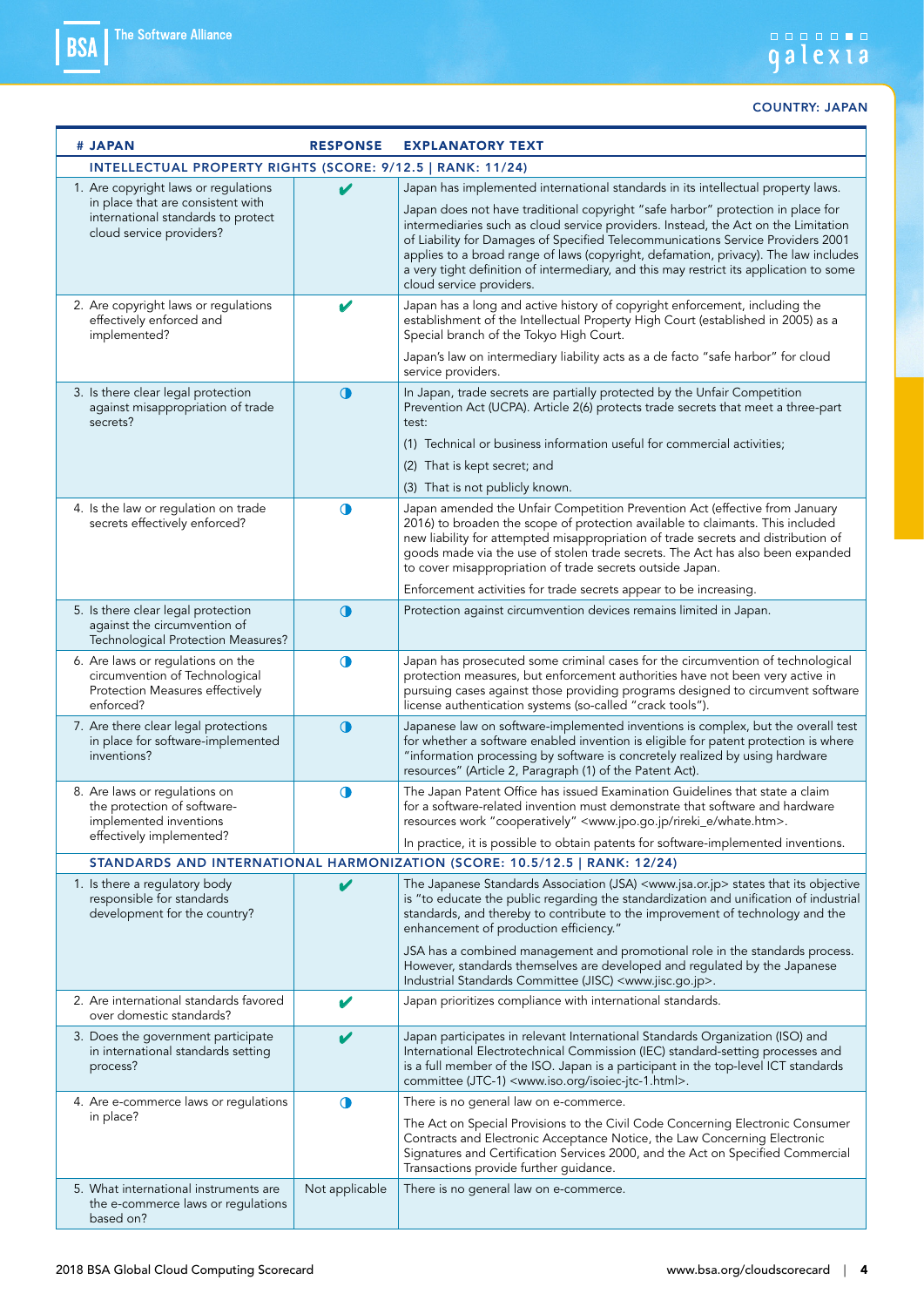COUNTRY: JAPAN

| # JAPAN | RESPONSE | EXPLANATORY TEXT |
|---|---|---|
| **INTELLECTUAL PROPERTY RIGHTS (SCORE: 9/12.5 \| RANK: 11/24)** | | |
| 1. Are copyright laws or regulations in place that are consistent with international standards to protect cloud service providers? | ✔ | Japan has implemented international standards in its intellectual property laws. Japan does not have traditional copyright "safe harbor" protection in place for intermediaries such as cloud service providers. Instead, the Act on the Limitation of Liability for Damages of Specified Telecommunications Service Providers 2001 applies to a broad range of laws (copyright, defamation, privacy). The law includes a very tight definition of intermediary, and this may restrict its application to some cloud service providers. |
| 2. Are copyright laws or regulations effectively enforced and implemented? | ✔ | Japan has a long and active history of copyright enforcement, including the establishment of the Intellectual Property High Court (established in 2005) as a Special branch of the Tokyo High Court. Japan's law on intermediary liability acts as a de facto "safe harbor" for cloud service providers. |
| 3. Is there clear legal protection against misappropriation of trade secrets? | ◑ | In Japan, trade secrets are partially protected by the Unfair Competition Prevention Act (UCPA). Article 2(6) protects trade secrets that meet a three-part test: (1) Technical or business information useful for commercial activities; (2) That is kept secret; and (3) That is not publicly known. |
| 4. Is the law or regulation on trade secrets effectively enforced? | ◑ | Japan amended the Unfair Competition Prevention Act (effective from January 2016) to broaden the scope of protection available to claimants. This included new liability for attempted misappropriation of trade secrets and distribution of goods made via the use of stolen trade secrets. The Act has also been expanded to cover misappropriation of trade secrets outside Japan. Enforcement activities for trade secrets appear to be increasing. |
| 5. Is there clear legal protection against the circumvention of Technological Protection Measures? | ◑ | Protection against circumvention devices remains limited in Japan. |
| 6. Are laws or regulations on the circumvention of Technological Protection Measures effectively enforced? | ◑ | Japan has prosecuted some criminal cases for the circumvention of technological protection measures, but enforcement authorities have not been very active in pursuing cases against those providing programs designed to circumvent software license authentication systems (so-called "crack tools"). |
| 7. Are there clear legal protections in place for software-implemented inventions? | ◑ | Japanese law on software-implemented inventions is complex, but the overall test for whether a software enabled invention is eligible for patent protection is where "information processing by software is concretely realized by using hardware resources" (Article 2, Paragraph (1) of the Patent Act). |
| 8. Are laws or regulations on the protection of software-implemented inventions effectively implemented? | ◑ | The Japan Patent Office has issued Examination Guidelines that state a claim for a software-related invention must demonstrate that software and hardware resources work "cooperatively" <www.jpo.go.jp/rireki_e/whate.htm>. In practice, it is possible to obtain patents for software-implemented inventions. |
| **STANDARDS AND INTERNATIONAL HARMONIZATION (SCORE: 10.5/12.5 \| RANK: 12/24)** | | |
| 1. Is there a regulatory body responsible for standards development for the country? | ✔ | The Japanese Standards Association (JSA) <www.jsa.or.jp> states that its objective is "to educate the public regarding the standardization and unification of industrial standards, and thereby to contribute to the improvement of technology and the enhancement of production efficiency." JSA has a combined management and promotional role in the standards process. However, standards themselves are developed and regulated by the Japanese Industrial Standards Committee (JISC) <www.jisc.go.jp>. |
| 2. Are international standards favored over domestic standards? | ✔ | Japan prioritizes compliance with international standards. |
| 3. Does the government participate in international standards setting process? | ✔ | Japan participates in relevant International Standards Organization (ISO) and International Electrotechnical Commission (IEC) standard-setting processes and is a full member of the ISO. Japan is a participant in the top-level ICT standards committee (JTC-1) <www.iso.org/isoiec-jtc-1.html>. |
| 4. Are e-commerce laws or regulations in place? | ◑ | There is no general law on e-commerce. The Act on Special Provisions to the Civil Code Concerning Electronic Consumer Contracts and Electronic Acceptance Notice, the Law Concerning Electronic Signatures and Certification Services 2000, and the Act on Specified Commercial Transactions provide further guidance. |
| 5. What international instruments are the e-commerce laws or regulations based on? | Not applicable | There is no general law on e-commerce. |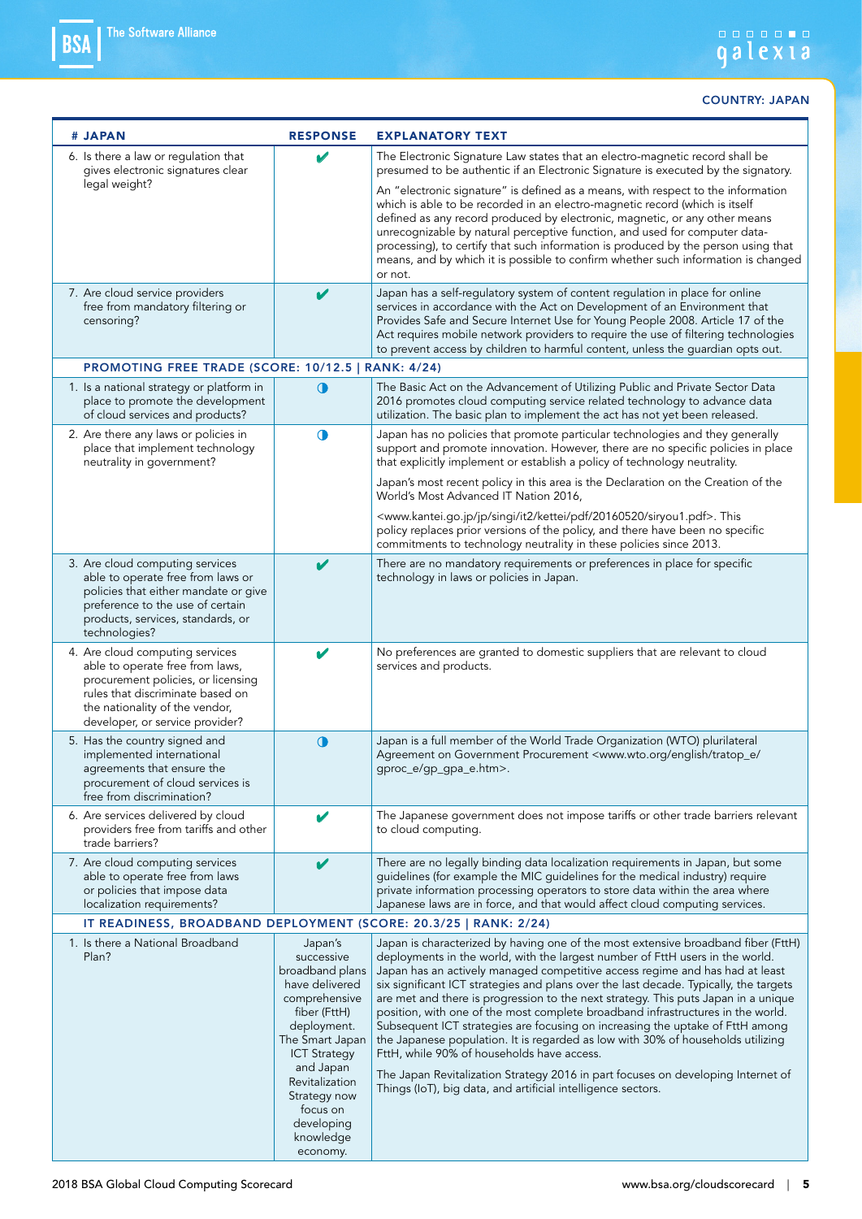COUNTRY: JAPAN

| # JAPAN | RESPONSE | EXPLANATORY TEXT |
|---|---|---|
| 6. Is there a law or regulation that gives electronic signatures clear legal weight? | ✔ | The Electronic Signature Law states that an electro-magnetic record shall be presumed to be authentic if an Electronic Signature is executed by the signatory. An "electronic signature" is defined as a means, with respect to the information which is able to be recorded in an electro-magnetic record (which is itself defined as any record produced by electronic, magnetic, or any other means unrecognizable by natural perceptive function, and used for computer data-processing), to certify that such information is produced by the person using that means, and by which it is possible to confirm whether such information is changed or not. |
| 7. Are cloud service providers free from mandatory filtering or censoring? | ✔ | Japan has a self-regulatory system of content regulation in place for online services in accordance with the Act on Development of an Environment that Provides Safe and Secure Internet Use for Young People 2008. Article 17 of the Act requires mobile network providers to require the use of filtering technologies to prevent access by children to harmful content, unless the guardian opts out. |
| **PROMOTING FREE TRADE (SCORE: 10/12.5 \| RANK: 4/24)** | | |
| 1. Is a national strategy or platform in place to promote the development of cloud services and products? | ◑ | The Basic Act on the Advancement of Utilizing Public and Private Sector Data 2016 promotes cloud computing service related technology to advance data utilization. The basic plan to implement the act has not yet been released. |
| 2. Are there any laws or policies in place that implement technology neutrality in government? | ◑ | Japan has no policies that promote particular technologies and they generally support and promote innovation. However, there are no specific policies in place that explicitly implement or establish a policy of technology neutrality. Japan's most recent policy in this area is the Declaration on the Creation of the World's Most Advanced IT Nation 2016, <www.kantei.go.jp/jp/singi/it2/kettei/pdf/20160520/siryou1.pdf>. This policy replaces prior versions of the policy, and there have been no specific commitments to technology neutrality in these policies since 2013. |
| 3. Are cloud computing services able to operate free from laws or policies that either mandate or give preference to the use of certain products, services, standards, or technologies? | ✔ | There are no mandatory requirements or preferences in place for specific technology in laws or policies in Japan. |
| 4. Are cloud computing services able to operate free from laws, procurement policies, or licensing rules that discriminate based on the nationality of the vendor, developer, or service provider? | ✔ | No preferences are granted to domestic suppliers that are relevant to cloud services and products. |
| 5. Has the country signed and implemented international agreements that ensure the procurement of cloud services is free from discrimination? | ◑ | Japan is a full member of the World Trade Organization (WTO) plurilateral Agreement on Government Procurement <www.wto.org/english/tratop_e/gproc_e/gp_gpa_e.htm>. |
| 6. Are services delivered by cloud providers free from tariffs and other trade barriers? | ✔ | The Japanese government does not impose tariffs or other trade barriers relevant to cloud computing. |
| 7. Are cloud computing services able to operate free from laws or policies that impose data localization requirements? | ✔ | There are no legally binding data localization requirements in Japan, but some guidelines (for example the MIC guidelines for the medical industry) require private information processing operators to store data within the area where Japanese laws are in force, and that would affect cloud computing services. |
| **IT READINESS, BROADBAND DEPLOYMENT (SCORE: 20.3/25 \| RANK: 2/24)** | | |
| 1. Is there a National Broadband Plan? | Japan's successive broadband plans have delivered comprehensive fiber (FttH) deployment. The Smart Japan ICT Strategy and Japan Revitalization Strategy now focus on developing knowledge economy. | Japan is characterized by having one of the most extensive broadband fiber (FttH) deployments in the world, with the largest number of FttH users in the world. Japan has an actively managed competitive access regime and has had at least six significant ICT strategies and plans over the last decade. Typically, the targets are met and there is progression to the next strategy. This puts Japan in a unique position, with one of the most complete broadband infrastructures in the world. Subsequent ICT strategies are focusing on increasing the uptake of FttH among the Japanese population. It is regarded as low with 30% of households utilizing FttH, while 90% of households have access. The Japan Revitalization Strategy 2016 in part focuses on developing Internet of Things (IoT), big data, and artificial intelligence sectors. |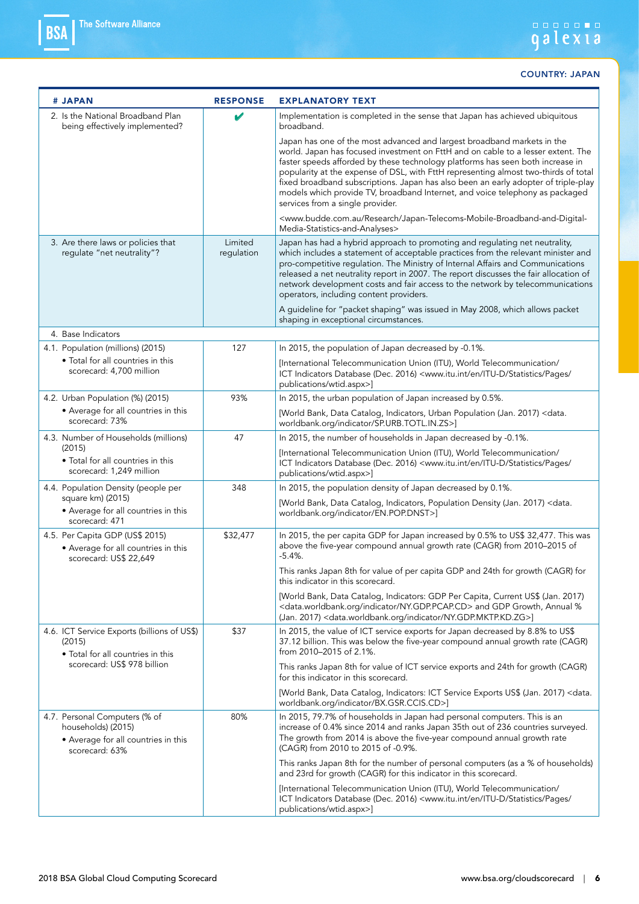COUNTRY: JAPAN

| # JAPAN | RESPONSE | EXPLANATORY TEXT |
|---|---|---|
| 2. Is the National Broadband Plan being effectively implemented? | ✔ | Implementation is completed in the sense that Japan has achieved ubiquitous broadband.<br><br>Japan has one of the most advanced and largest broadband markets in the world. Japan has focused investment on FttH and on cable to a lesser extent. The faster speeds afforded by these technology platforms has seen both increase in popularity at the expense of DSL, with FttH representing almost two-thirds of total fixed broadband subscriptions. Japan has also been an early adopter of triple-play models which provide TV, broadband Internet, and voice telephony as packaged services from a single provider.<br><br><www.budde.com.au/Research/Japan-Telecoms-Mobile-Broadband-and-Digital-Media-Statistics-and-Analyses> |
| 3. Are there laws or policies that regulate "net neutrality"? | Limited regulation | Japan has had a hybrid approach to promoting and regulating net neutrality, which includes a statement of acceptable practices from the relevant minister and pro-competitive regulation. The Ministry of Internal Affairs and Communications released a net neutrality report in 2007. The report discusses the fair allocation of network development costs and fair access to the network by telecommunications operators, including content providers.<br><br>A guideline for "packet shaping" was issued in May 2008, which allows packet shaping in exceptional circumstances. |
| 4. Base Indicators | | |
| 4.1. Population (millions) (2015)<br>• Total for all countries in this scorecard: 4,700 million | 127 | In 2015, the population of Japan decreased by -0.1%.<br><br>[International Telecommunication Union (ITU), World Telecommunication/ICT Indicators Database (Dec. 2016) <www.itu.int/en/ITU-D/Statistics/Pages/publications/wtid.aspx>] |
| 4.2. Urban Population (%) (2015)<br>• Average for all countries in this scorecard: 73% | 93% | In 2015, the urban population of Japan increased by 0.5%.<br><br>[World Bank, Data Catalog, Indicators, Urban Population (Jan. 2017) <data.worldbank.org/indicator/SP.URB.TOTL.IN.ZS>] |
| 4.3. Number of Households (millions) (2015)<br>• Total for all countries in this scorecard: 1,249 million | 47 | In 2015, the number of households in Japan decreased by -0.1%.<br><br>[International Telecommunication Union (ITU), World Telecommunication/ICT Indicators Database (Dec. 2016) <www.itu.int/en/ITU-D/Statistics/Pages/publications/wtid.aspx>] |
| 4.4. Population Density (people per square km) (2015)<br>• Average for all countries in this scorecard: 471 | 348 | In 2015, the population density of Japan decreased by 0.1%.<br><br>[World Bank, Data Catalog, Indicators, Population Density (Jan. 2017) <data.worldbank.org/indicator/EN.POP.DNST>] |
| 4.5. Per Capita GDP (US$ 2015)<br>• Average for all countries in this scorecard: US$ 22,649 | $32,477 | In 2015, the per capita GDP for Japan increased by 0.5% to US$ 32,477. This was above the five-year compound annual growth rate (CAGR) from 2010–2015 of -5.4%.<br><br>This ranks Japan 8th for value of per capita GDP and 24th for growth (CAGR) for this indicator in this scorecard.<br><br>[World Bank, Data Catalog, Indicators: GDP Per Capita, Current US$ (Jan. 2017) <data.worldbank.org/indicator/NY.GDP.PCAP.CD> and GDP Growth, Annual % (Jan. 2017) <data.worldbank.org/indicator/NY.GDP.MKTP.KD.ZG>] |
| 4.6. ICT Service Exports (billions of US$) (2015)<br>• Total for all countries in this scorecard: US$ 978 billion | $37 | In 2015, the value of ICT service exports for Japan decreased by 8.8% to US$ 37.12 billion. This was below the five-year compound annual growth rate (CAGR) from 2010–2015 of 2.1%.<br><br>This ranks Japan 8th for value of ICT service exports and 24th for growth (CAGR) for this indicator in this scorecard.<br><br>[World Bank, Data Catalog, Indicators: ICT Service Exports US$ (Jan. 2017) <data.worldbank.org/indicator/BX.GSR.CCIS.CD>] |
| 4.7. Personal Computers (% of households) (2015)<br>• Average for all countries in this scorecard: 63% | 80% | In 2015, 79.7% of households in Japan had personal computers. This is an increase of 0.4% since 2014 and ranks Japan 35th out of 236 countries surveyed. The growth from 2014 is above the five-year compound annual growth rate (CAGR) from 2010 to 2015 of -0.9%.<br><br>This ranks Japan 8th for the number of personal computers (as a % of households) and 23rd for growth (CAGR) for this indicator in this scorecard.<br><br>[International Telecommunication Union (ITU), World Telecommunication/ICT Indicators Database (Dec. 2016) <www.itu.int/en/ITU-D/Statistics/Pages/publications/wtid.aspx>] |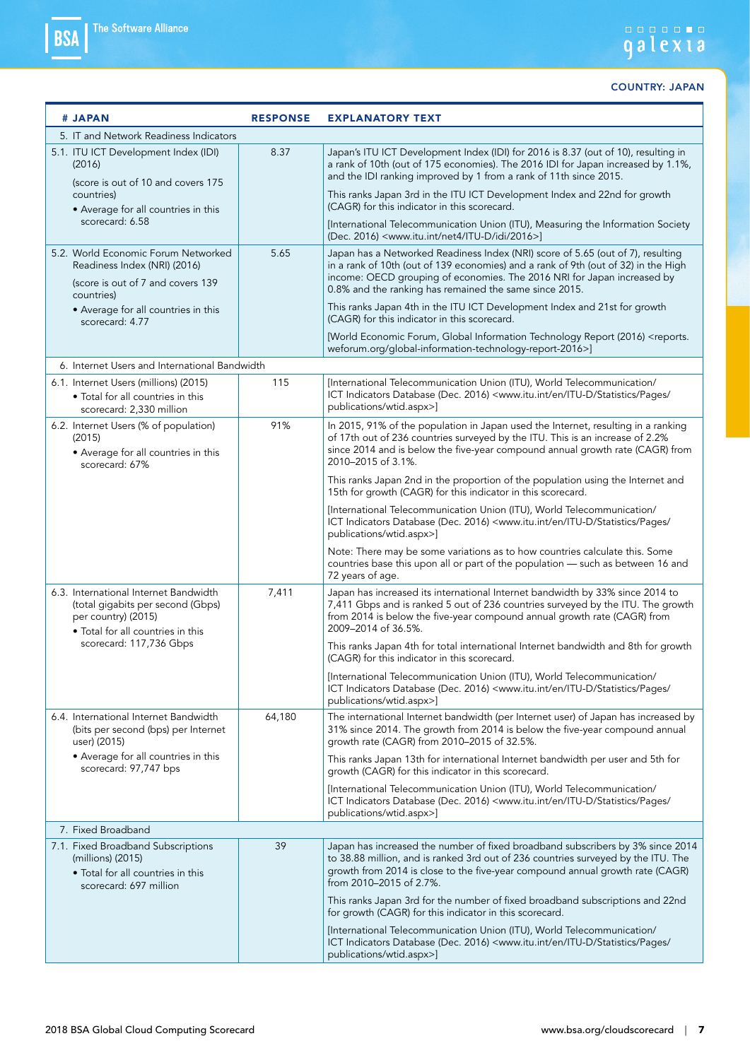**COUNTRY: JAPAN**

| # JAPAN | RESPONSE | EXPLANATORY TEXT |
|---|---|---|
| 5. IT and Network Readiness Indicators | | |
| 5.1. ITU ICT Development Index (IDI) (2016)<br><br>(score is out of 10 and covers 175 countries)<br><br>• Average for all countries in this scorecard: 6.58 | 8.37 | Japan's ITU ICT Development Index (IDI) for 2016 is 8.37 (out of 10), resulting in a rank of 10th (out of 175 economies). The 2016 IDI for Japan increased by 1.1%, and the IDI ranking improved by 1 from a rank of 11th since 2015.<br><br>This ranks Japan 3rd in the ITU ICT Development Index and 22nd for growth (CAGR) for this indicator in this scorecard.<br><br>[International Telecommunication Union (ITU), Measuring the Information Society (Dec. 2016) <www.itu.int/net4/ITU-D/idi/2016>] |
| 5.2. World Economic Forum Networked Readiness Index (NRI) (2016)<br><br>(score is out of 7 and covers 139 countries)<br><br>• Average for all countries in this scorecard: 4.77 | 5.65 | Japan has a Networked Readiness Index (NRI) score of 5.65 (out of 7), resulting in a rank of 10th (out of 139 economies) and a rank of 9th (out of 32) in the High income: OECD grouping of economies. The 2016 NRI for Japan increased by 0.8% and the ranking has remained the same since 2015.<br><br>This ranks Japan 4th in the ITU ICT Development Index and 21st for growth (CAGR) for this indicator in this scorecard.<br><br>[World Economic Forum, Global Information Technology Report (2016) <reports.weforum.org/global-information-technology-report-2016>] |
| 6. Internet Users and International Bandwidth | | |
| 6.1. Internet Users (millions) (2015)<br><br>• Total for all countries in this scorecard: 2,330 million | 115 | [International Telecommunication Union (ITU), World Telecommunication/ICT Indicators Database (Dec. 2016) <www.itu.int/en/ITU-D/Statistics/Pages/publications/wtid.aspx>] |
| 6.2. Internet Users (% of population) (2015)<br><br>• Average for all countries in this scorecard: 67% | 91% | In 2015, 91% of the population in Japan used the Internet, resulting in a ranking of 17th out of 236 countries surveyed by the ITU. This is an increase of 2.2% since 2014 and is below the five-year compound annual growth rate (CAGR) from 2010–2015 of 3.1%.<br><br>This ranks Japan 2nd in the proportion of the population using the Internet and 15th for growth (CAGR) for this indicator in this scorecard.<br><br>[International Telecommunication Union (ITU), World Telecommunication/ICT Indicators Database (Dec. 2016) <www.itu.int/en/ITU-D/Statistics/Pages/publications/wtid.aspx>]<br><br>Note: There may be some variations as to how countries calculate this. Some countries base this upon all or part of the population — such as between 16 and 72 years of age. |
| 6.3. International Internet Bandwidth (total gigabits per second (Gbps) per country) (2015)<br><br>• Total for all countries in this scorecard: 117,736 Gbps | 7,411 | Japan has increased its international Internet bandwidth by 33% since 2014 to 7,411 Gbps and is ranked 5 out of 236 countries surveyed by the ITU. The growth from 2014 is below the five-year compound annual growth rate (CAGR) from 2009–2014 of 36.5%.<br><br>This ranks Japan 4th for total international Internet bandwidth and 8th for growth (CAGR) for this indicator in this scorecard.<br><br>[International Telecommunication Union (ITU), World Telecommunication/ICT Indicators Database (Dec. 2016) <www.itu.int/en/ITU-D/Statistics/Pages/publications/wtid.aspx>] |
| 6.4. International Internet Bandwidth (bits per second (bps) per Internet user) (2015)<br><br>• Average for all countries in this scorecard: 97,747 bps | 64,180 | The international Internet bandwidth (per Internet user) of Japan has increased by 31% since 2014. The growth from 2014 is below the five-year compound annual growth rate (CAGR) from 2010–2015 of 32.5%.<br><br>This ranks Japan 13th for international Internet bandwidth per user and 5th for growth (CAGR) for this indicator in this scorecard.<br><br>[International Telecommunication Union (ITU), World Telecommunication/ICT Indicators Database (Dec. 2016) <www.itu.int/en/ITU-D/Statistics/Pages/publications/wtid.aspx>] |
| 7. Fixed Broadband | | |
| 7.1. Fixed Broadband Subscriptions (millions) (2015)<br><br>• Total for all countries in this scorecard: 697 million | 39 | Japan has increased the number of fixed broadband subscribers by 3% since 2014 to 38.88 million, and is ranked 3rd out of 236 countries surveyed by the ITU. The growth from 2014 is close to the five-year compound annual growth rate (CAGR) from 2010–2015 of 2.7%.<br><br>This ranks Japan 3rd for the number of fixed broadband subscriptions and 22nd for growth (CAGR) for this indicator in this scorecard.<br><br>[International Telecommunication Union (ITU), World Telecommunication/ICT Indicators Database (Dec. 2016) <www.itu.int/en/ITU-D/Statistics/Pages/publications/wtid.aspx>] |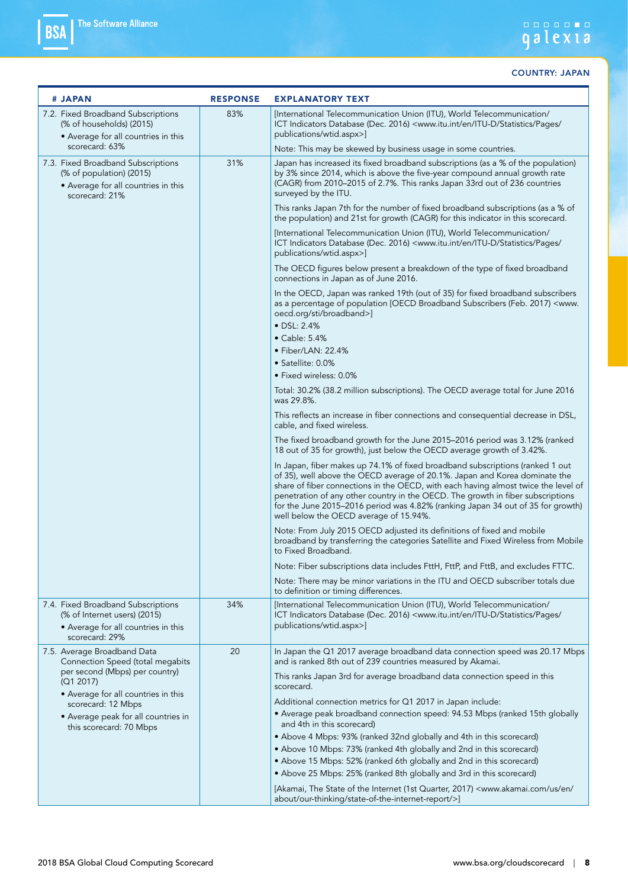COUNTRY: JAPAN

| # JAPAN | RESPONSE | EXPLANATORY TEXT |
|---|---|---|
| 7.2. Fixed Broadband Subscriptions (% of households) (2015)<br>• Average for all countries in this scorecard: 63% | 83% | [International Telecommunication Union (ITU), World Telecommunication/ ICT Indicators Database (Dec. 2016) <www.itu.int/en/ITU-D/Statistics/Pages/publications/wtid.aspx>]<br><br>Note: This may be skewed by business usage in some countries. |
| 7.3. Fixed Broadband Subscriptions (% of population) (2015)<br>• Average for all countries in this scorecard: 21% | 31% | Japan has increased its fixed broadband subscriptions (as a % of the population) by 3% since 2014, which is above the five-year compound annual growth rate (CAGR) from 2010–2015 of 2.7%. This ranks Japan 33rd out of 236 countries surveyed by the ITU.<br><br>This ranks Japan 7th for the number of fixed broadband subscriptions (as a % of the population) and 21st for growth (CAGR) for this indicator in this scorecard.<br><br>[International Telecommunication Union (ITU), World Telecommunication/ ICT Indicators Database (Dec. 2016) <www.itu.int/en/ITU-D/Statistics/Pages/publications/wtid.aspx>]<br><br>The OECD figures below present a breakdown of the type of fixed broadband connections in Japan as of June 2016.<br><br>In the OECD, Japan was ranked 19th (out of 35) for fixed broadband subscribers as a percentage of population [OECD Broadband Subscribers (Feb. 2017) <www.oecd.org/sti/broadband>]<br>• DSL: 2.4%<br>• Cable: 5.4%<br>• Fiber/LAN: 22.4%<br>• Satellite: 0.0%<br>• Fixed wireless: 0.0%<br><br>Total: 30.2% (38.2 million subscriptions). The OECD average total for June 2016 was 29.8%.<br><br>This reflects an increase in fiber connections and consequential decrease in DSL, cable, and fixed wireless.<br><br>The fixed broadband growth for the June 2015–2016 period was 3.12% (ranked 18 out of 35 for growth), just below the OECD average growth of 3.42%.<br><br>In Japan, fiber makes up 74.1% of fixed broadband subscriptions (ranked 1 out of 35), well above the OECD average of 20.1%. Japan and Korea dominate the share of fiber connections in the OECD, with each having almost twice the level of penetration of any other country in the OECD. The growth in fiber subscriptions for the June 2015–2016 period was 4.82% (ranking Japan 34 out of 35 for growth) well below the OECD average of 15.94%.<br><br>Note: From July 2015 OECD adjusted its definitions of fixed and mobile broadband by transferring the categories Satellite and Fixed Wireless from Mobile to Fixed Broadband.<br><br>Note: Fiber subscriptions data includes FttH, FttP, and FttB, and excludes FTTC.<br><br>Note: There may be minor variations in the ITU and OECD subscriber totals due to definition or timing differences. |
| 7.4. Fixed Broadband Subscriptions (% of Internet users) (2015)<br>• Average for all countries in this scorecard: 29% | 34% | [International Telecommunication Union (ITU), World Telecommunication/ ICT Indicators Database (Dec. 2016) <www.itu.int/en/ITU-D/Statistics/Pages/publications/wtid.aspx>] |
| 7.5. Average Broadband Data Connection Speed (total megabits per second (Mbps) per country) (Q1 2017)<br>• Average for all countries in this scorecard: 12 Mbps<br>• Average peak for all countries in this scorecard: 70 Mbps | 20 | In Japan the Q1 2017 average broadband data connection speed was 20.17 Mbps and is ranked 8th out of 239 countries measured by Akamai.<br><br>This ranks Japan 3rd for average broadband data connection speed in this scorecard.<br><br>Additional connection metrics for Q1 2017 in Japan include:<br>• Average peak broadband connection speed: 94.53 Mbps (ranked 15th globally and 4th in this scorecard)<br>• Above 4 Mbps: 93% (ranked 32nd globally and 4th in this scorecard)<br>• Above 10 Mbps: 73% (ranked 4th globally and 2nd in this scorecard)<br>• Above 15 Mbps: 52% (ranked 6th globally and 2nd in this scorecard)<br>• Above 25 Mbps: 25% (ranked 8th globally and 3rd in this scorecard)<br><br>[Akamai, The State of the Internet (1st Quarter, 2017) <www.akamai.com/us/en/about/our-thinking/state-of-the-internet-report/>] |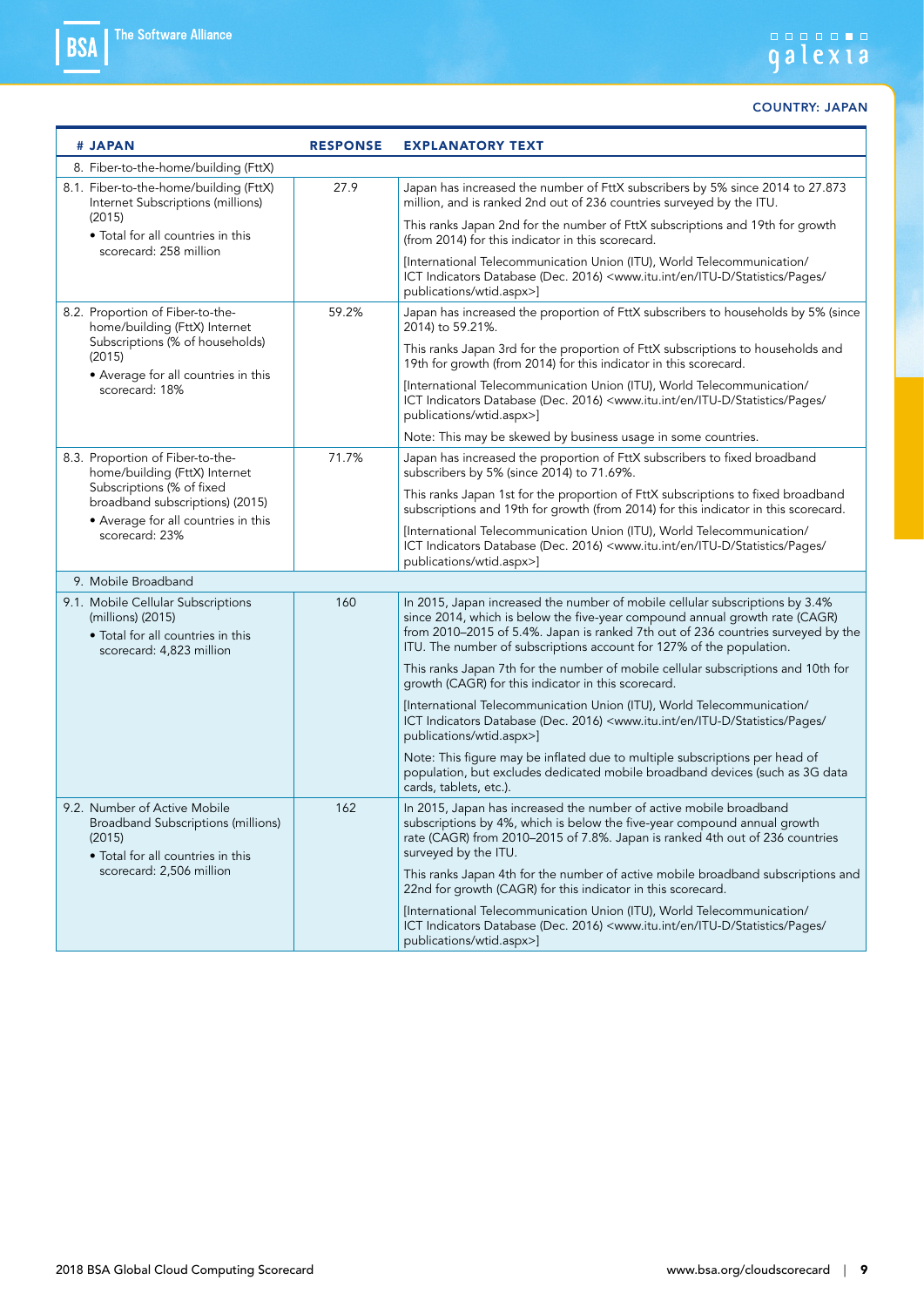COUNTRY: JAPAN

| # JAPAN | RESPONSE | EXPLANATORY TEXT |
|---|---|---|
| 8. Fiber-to-the-home/building (FttX) | | |
| 8.1. Fiber-to-the-home/building (FttX) Internet Subscriptions (millions) (2015)<br>• Total for all countries in this scorecard: 258 million | 27.9 | Japan has increased the number of FttX subscribers by 5% since 2014 to 27.873 million, and is ranked 2nd out of 236 countries surveyed by the ITU.<br><br>This ranks Japan 2nd for the number of FttX subscriptions and 19th for growth (from 2014) for this indicator in this scorecard.<br><br>[International Telecommunication Union (ITU), World Telecommunication/ICT Indicators Database (Dec. 2016) <www.itu.int/en/ITU-D/Statistics/Pages/publications/wtid.aspx>] |
| 8.2. Proportion of Fiber-to-the-home/building (FttX) Internet Subscriptions (% of households) (2015)<br>• Average for all countries in this scorecard: 18% | 59.2% | Japan has increased the proportion of FttX subscribers to households by 5% (since 2014) to 59.21%.<br><br>This ranks Japan 3rd for the proportion of FttX subscriptions to households and 19th for growth (from 2014) for this indicator in this scorecard.<br><br>[International Telecommunication Union (ITU), World Telecommunication/ICT Indicators Database (Dec. 2016) <www.itu.int/en/ITU-D/Statistics/Pages/publications/wtid.aspx>]<br><br>Note: This may be skewed by business usage in some countries. |
| 8.3. Proportion of Fiber-to-the-home/building (FttX) Internet Subscriptions (% of fixed broadband subscriptions) (2015)<br>• Average for all countries in this scorecard: 23% | 71.7% | Japan has increased the proportion of FttX subscribers to fixed broadband subscribers by 5% (since 2014) to 71.69%.<br><br>This ranks Japan 1st for the proportion of FttX subscriptions to fixed broadband subscriptions and 19th for growth (from 2014) for this indicator in this scorecard.<br><br>[International Telecommunication Union (ITU), World Telecommunication/ICT Indicators Database (Dec. 2016) <www.itu.int/en/ITU-D/Statistics/Pages/publications/wtid.aspx>] |
| 9. Mobile Broadband | | |
| 9.1. Mobile Cellular Subscriptions (millions) (2015)<br>• Total for all countries in this scorecard: 4,823 million | 160 | In 2015, Japan increased the number of mobile cellular subscriptions by 3.4% since 2014, which is below the five-year compound annual growth rate (CAGR) from 2010–2015 of 5.4%. Japan is ranked 7th out of 236 countries surveyed by the ITU. The number of subscriptions account for 127% of the population.<br><br>This ranks Japan 7th for the number of mobile cellular subscriptions and 10th for growth (CAGR) for this indicator in this scorecard.<br><br>[International Telecommunication Union (ITU), World Telecommunication/ICT Indicators Database (Dec. 2016) <www.itu.int/en/ITU-D/Statistics/Pages/publications/wtid.aspx>]<br><br>Note: This figure may be inflated due to multiple subscriptions per head of population, but excludes dedicated mobile broadband devices (such as 3G data cards, tablets, etc.). |
| 9.2. Number of Active Mobile Broadband Subscriptions (millions) (2015)<br>• Total for all countries in this scorecard: 2,506 million | 162 | In 2015, Japan has increased the number of active mobile broadband subscriptions by 4%, which is below the five-year compound annual growth rate (CAGR) from 2010–2015 of 7.8%. Japan is ranked 4th out of 236 countries surveyed by the ITU.<br><br>This ranks Japan 4th for the number of active mobile broadband subscriptions and 22nd for growth (CAGR) for this indicator in this scorecard.<br><br>[International Telecommunication Union (ITU), World Telecommunication/ICT Indicators Database (Dec. 2016) <www.itu.int/en/ITU-D/Statistics/Pages/publications/wtid.aspx>] |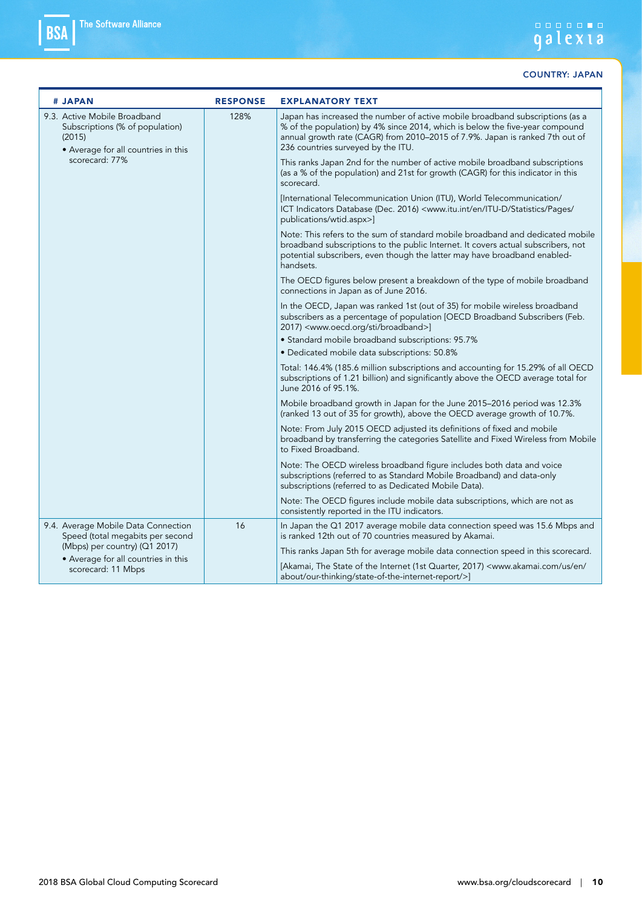COUNTRY: JAPAN

| # JAPAN | RESPONSE | EXPLANATORY TEXT |
|---|---|---|
| 9.3. Active Mobile Broadband Subscriptions (% of population) (2015)<br>• Average for all countries in this scorecard: 77% | 128% | Japan has increased the number of active mobile broadband subscriptions (as a % of the population) by 4% since 2014, which is below the five-year compound annual growth rate (CAGR) from 2010–2015 of 7.9%. Japan is ranked 7th out of 236 countries surveyed by the ITU.<br><br>This ranks Japan 2nd for the number of active mobile broadband subscriptions (as a % of the population) and 21st for growth (CAGR) for this indicator in this scorecard.<br><br>[International Telecommunication Union (ITU), World Telecommunication/ ICT Indicators Database (Dec. 2016) <www.itu.int/en/ITU-D/Statistics/Pages/publications/wtid.aspx>]<br><br>Note: This refers to the sum of standard mobile broadband and dedicated mobile broadband subscriptions to the public Internet. It covers actual subscribers, not potential subscribers, even though the latter may have broadband enabled-handsets.<br><br>The OECD figures below present a breakdown of the type of mobile broadband connections in Japan as of June 2016.<br><br>In the OECD, Japan was ranked 1st (out of 35) for mobile wireless broadband subscribers as a percentage of population [OECD Broadband Subscribers (Feb. 2017) <www.oecd.org/sti/broadband>]<br>• Standard mobile broadband subscriptions: 95.7%<br>• Dedicated mobile data subscriptions: 50.8%<br><br>Total: 146.4% (185.6 million subscriptions and accounting for 15.29% of all OECD subscriptions of 1.21 billion) and significantly above the OECD average total for June 2016 of 95.1%.<br><br>Mobile broadband growth in Japan for the June 2015–2016 period was 12.3% (ranked 13 out of 35 for growth), above the OECD average growth of 10.7%.<br><br>Note: From July 2015 OECD adjusted its definitions of fixed and mobile broadband by transferring the categories Satellite and Fixed Wireless from Mobile to Fixed Broadband.<br><br>Note: The OECD wireless broadband figure includes both data and voice subscriptions (referred to as Standard Mobile Broadband) and data-only subscriptions (referred to as Dedicated Mobile Data).<br><br>Note: The OECD figures include mobile data subscriptions, which are not as consistently reported in the ITU indicators. |
| 9.4. Average Mobile Data Connection Speed (total megabits per second (Mbps) per country) (Q1 2017)<br>• Average for all countries in this scorecard: 11 Mbps | 16 | In Japan the Q1 2017 average mobile data connection speed was 15.6 Mbps and is ranked 12th out of 70 countries measured by Akamai.<br><br>This ranks Japan 5th for average mobile data connection speed in this scorecard.<br><br>[Akamai, The State of the Internet (1st Quarter, 2017) <www.akamai.com/us/en/about/our-thinking/state-of-the-internet-report/>] |